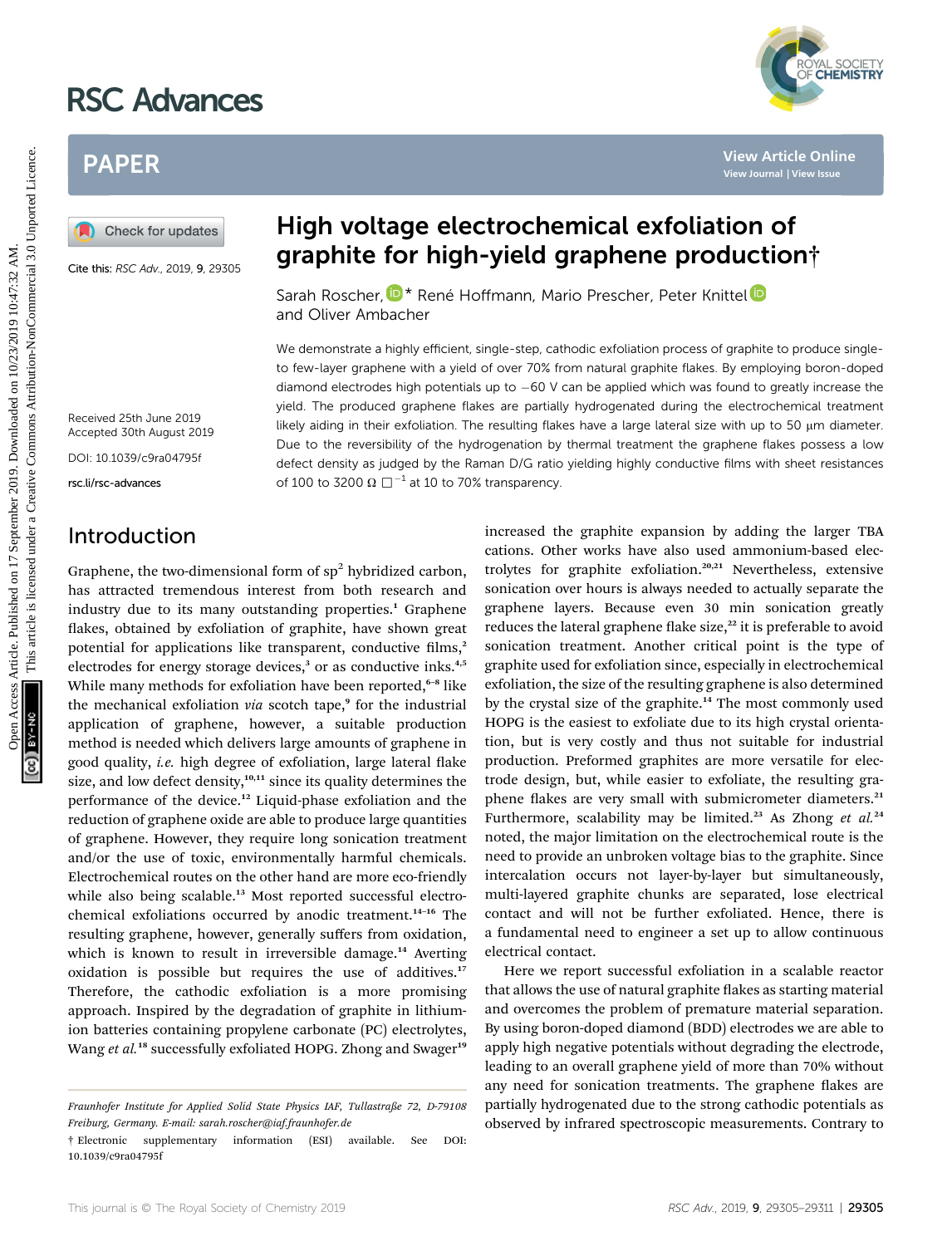# High voltage electrochemical exfoliation of graphite for high-yield graphene production†

Cite this: *RSC Adv.*, 2019, **9**, 29305

Sarah Roscher,* René Hoffmann, Mario Prescher, Peter Knittel and Oliver Ambacher

Received 25th June 2019
Accepted 30th August 2019

DOI: 10.1039/c9ra04795f

rsc.li/rsc-advances

We demonstrate a highly efficient, single-step, cathodic exfoliation process of graphite to produce single- to few-layer graphene with a yield of over 70% from natural graphite flakes. By employing boron-doped diamond electrodes high potentials up to −60 V can be applied which was found to greatly increase the yield. The produced graphene flakes are partially hydrogenated during the electrochemical treatment likely aiding in their exfoliation. The resulting flakes have a large lateral size with up to 50 μm diameter. Due to the reversibility of the hydrogenation by thermal treatment the graphene flakes possess a low defect density as judged by the Raman D/G ratio yielding highly conductive films with sheet resistances of 100 to 3200 Ω □$^{-1}$ at 10 to 70% transparency.

## Introduction

Graphene, the two-dimensional form of sp$^2$ hybridized carbon, has attracted tremendous interest from both research and industry due to its many outstanding properties.[1] Graphene flakes, obtained by exfoliation of graphite, have shown great potential for applications like transparent, conductive films,[2] electrodes for energy storage devices,[3] or as conductive inks.[4,5] While many methods for exfoliation have been reported,[6–8] like the mechanical exfoliation *via* scotch tape,[9] for the industrial application of graphene, however, a suitable production method is needed which delivers large amounts of graphene in good quality, *i.e.* high degree of exfoliation, large lateral flake size, and low defect density,[10,11] since its quality determines the performance of the device.[12] Liquid-phase exfoliation and the reduction of graphene oxide are able to produce large quantities of graphene. However, they require long sonication treatment and/or the use of toxic, environmentally harmful chemicals. Electrochemical routes on the other hand are more eco-friendly while also being scalable.[13] Most reported successful electrochemical exfoliations occurred by anodic treatment.[14–16] The resulting graphene, however, generally suffers from oxidation, which is known to result in irreversible damage.[14] Averting oxidation is possible but requires the use of additives.[17] Therefore, the cathodic exfoliation is a more promising approach. Inspired by the degradation of graphite in lithium-ion batteries containing propylene carbonate (PC) electrolytes, Wang *et al.*[18] successfully exfoliated HOPG. Zhong and Swager[19] increased the graphite expansion by adding the larger TBA cations. Other works have also used ammonium-based electrolytes for graphite exfoliation.[20,21] Nevertheless, extensive sonication over hours is always needed to actually separate the graphene layers. Because even 30 min sonication greatly reduces the lateral graphene flake size,[22] it is preferable to avoid sonication treatment. Another critical point is the type of graphite used for exfoliation since, especially in electrochemical exfoliation, the size of the resulting graphene is also determined by the crystal size of the graphite.[14] The most commonly used HOPG is the easiest to exfoliate due to its high crystal orientation, but is very costly and thus not suitable for industrial production. Preformed graphites are more versatile for electrode design, but, while easier to exfoliate, the resulting graphene flakes are very small with submicrometer diameters.[21] Furthermore, scalability may be limited.[23] As Zhong *et al.*[24] noted, the major limitation on the electrochemical route is the need to provide an unbroken voltage bias to the graphite. Since intercalation occurs not layer-by-layer but simultaneously, multi-layered graphite chunks are separated, lose electrical contact and will not be further exfoliated. Hence, there is a fundamental need to engineer a set up to allow continuous electrical contact.

Here we report successful exfoliation in a scalable reactor that allows the use of natural graphite flakes as starting material and overcomes the problem of premature material separation. By using boron-doped diamond (BDD) electrodes we are able to apply high negative potentials without degrading the electrode, leading to an overall graphene yield of more than 70% without any need for sonication treatments. The graphene flakes are partially hydrogenated due to the strong cathodic potentials as observed by infrared spectroscopic measurements. Contrary to

Fraunhofer Institute for Applied Solid State Physics IAF, Tullastraße 72, D-79108 Freiburg, Germany. E-mail: sarah.roscher@iaf.fraunhofer.de

† Electronic supplementary information (ESI) available. See DOI: 10.1039/c9ra04795f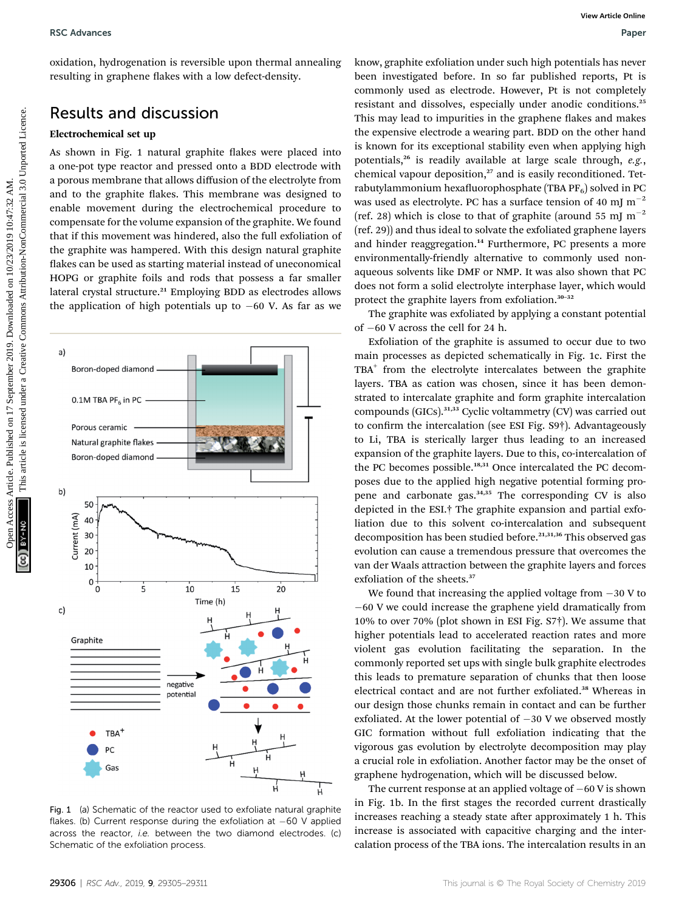oxidation, hydrogenation is reversible upon thermal annealing resulting in graphene flakes with a low defect-density.

## Results and discussion

### Electrochemical set up

As shown in Fig. 1 natural graphite flakes were placed into a one-pot type reactor and pressed onto a BDD electrode with a porous membrane that allows diffusion of the electrolyte from and to the graphite flakes. This membrane was designed to enable movement during the electrochemical procedure to compensate for the volume expansion of the graphite. We found that if this movement was hindered, also the full exfoliation of the graphite was hampered. With this design natural graphite flakes can be used as starting material instead of uneconomical HOPG or graphite foils and rods that possess a far smaller lateral crystal structure.[21] Employing BDD as electrodes allows the application of high potentials up to −60 V. As far as we know, graphite exfoliation under such high potentials has never been investigated before. In so far published reports, Pt is commonly used as electrode. However, Pt is not completely resistant and dissolves, especially under anodic conditions.[25] This may lead to impurities in the graphene flakes and makes the expensive electrode a wearing part. BDD on the other hand is known for its exceptional stability even when applying high potentials,[26] is readily available at large scale through, *e.g.*, chemical vapour deposition,[27] and is easily reconditioned. Tetrabutylammonium hexafluorophosphate (TBA $PF_6$) solved in PC was used as electrolyte. PC has a surface tension of 40 mJ $m^{-2}$ (ref. 28) which is close to that of graphite (around 55 mJ $m^{-2}$ (ref. 29)) and thus ideal to solvate the exfoliated graphene layers and hinder reaggregation.[14] Furthermore, PC presents a more environmentally-friendly alternative to commonly used non-aqueous solvents like DMF or NMP. It was also shown that PC does not form a solid electrolyte interphase layer, which would protect the graphite layers from exfoliation.[30–32]

The graphite was exfoliated by applying a constant potential of −60 V across the cell for 24 h.

Exfoliation of the graphite is assumed to occur due to two main processes as depicted schematically in Fig. 1c. First the $TBA^+$ from the electrolyte intercalates between the graphite layers. TBA as cation was chosen, since it has been demonstrated to intercalate graphite and form graphite intercalation compounds (GICs).[31,33] Cyclic voltammetry (CV) was carried out to confirm the intercalation (see ESI Fig. S9†). Advantageously to Li, TBA is sterically larger thus leading to an increased expansion of the graphite layers. Due to this, co-intercalation of the PC becomes possible.[18,31] Once intercalated the PC decomposes due to the applied high negative potential forming propene and carbonate gas.[34,35] The corresponding CV is also depicted in the ESI.† The graphite expansion and partial exfoliation due to this solvent co-intercalation and subsequent decomposition has been studied before.[21,31,36] This observed gas evolution can cause a tremendous pressure that overcomes the van der Waals attraction between the graphite layers and forces exfoliation of the sheets.[37]

We found that increasing the applied voltage from −30 V to −60 V we could increase the graphene yield dramatically from 10% to over 70% (plot shown in ESI Fig. S7†). We assume that higher potentials lead to accelerated reaction rates and more violent gas evolution facilitating the separation. In the commonly reported set ups with single bulk graphite electrodes this leads to premature separation of chunks that then loose electrical contact and are not further exfoliated.[38] Whereas in our design those chunks remain in contact and can be further exfoliated. At the lower potential of −30 V we observed mostly GIC formation without full exfoliation indicating that the vigorous gas evolution by electrolyte decomposition may play a crucial role in exfoliation. Another factor may be the onset of graphene hydrogenation, which will be discussed below.

The current response at an applied voltage of −60 V is shown in Fig. 1b. In the first stages the recorded current drastically increases reaching a steady state after approximately 1 h. This increase is associated with capacitive charging and the intercalation process of the TBA ions. The intercalation results in an

Fig. 1 (a) Schematic of the reactor used to exfoliate natural graphite flakes. (b) Current response during the exfoliation at −60 V applied across the reactor, *i.e.* between the two diamond electrodes. (c) Schematic of the exfoliation process.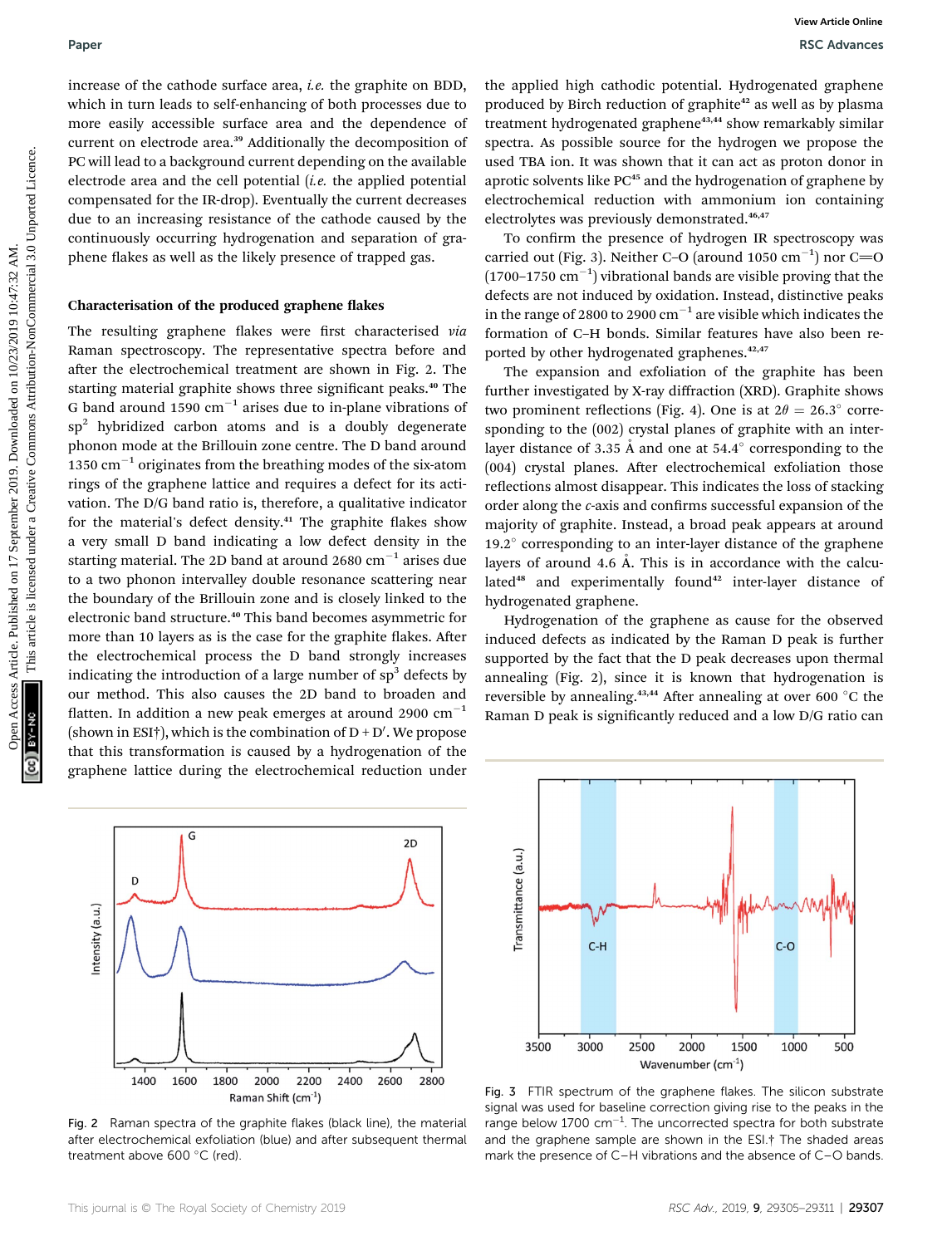increase of the cathode surface area, *i.e.* the graphite on BDD, which in turn leads to self-enhancing of both processes due to more easily accessible surface area and the dependence of current on electrode area.[39] Additionally the decomposition of PC will lead to a background current depending on the available electrode area and the cell potential (*i.e.* the applied potential compensated for the IR-drop). Eventually the current decreases due to an increasing resistance of the cathode caused by the continuously occurring hydrogenation and separation of graphene flakes as well as the likely presence of trapped gas.

### Characterisation of the produced graphene flakes

The resulting graphene flakes were first characterised *via* Raman spectroscopy. The representative spectra before and after the electrochemical treatment are shown in Fig. 2. The starting material graphite shows three significant peaks.[40] The G band around 1590 $cm^{-1}$ arises due to in-plane vibrations of $sp^2$ hybridized carbon atoms and is a doubly degenerate phonon mode at the Brillouin zone centre. The D band around 1350 $cm^{-1}$ originates from the breathing modes of the six-atom rings of the graphene lattice and requires a defect for its activation. The D/G band ratio is, therefore, a qualitative indicator for the material's defect density.[41] The graphite flakes show a very small D band indicating a low defect density in the starting material. The 2D band at around 2680 $cm^{-1}$ arises due to a two phonon intervalley double resonance scattering near the boundary of the Brillouin zone and is closely linked to the electronic band structure.[40] This band becomes asymmetric for more than 10 layers as is the case for the graphite flakes. After the electrochemical process the D band strongly increases indicating the introduction of a large number of $sp^3$ defects by our method. This also causes the 2D band to broaden and flatten. In addition a new peak emerges at around 2900 $cm^{-1}$ (shown in ESI†), which is the combination of D + D′. We propose that this transformation is caused by a hydrogenation of the graphene lattice during the electrochemical reduction under the applied high cathodic potential. Hydrogenated graphene produced by Birch reduction of graphite[42] as well as by plasma treatment hydrogenated graphene[43,44] show remarkably similar spectra. As possible source for the hydrogen we propose the used TBA ion. It was shown that it can act as proton donor in aprotic solvents like PC[45] and the hydrogenation of graphene by electrochemical reduction with ammonium ion containing electrolytes was previously demonstrated.[46,47]

To confirm the presence of hydrogen IR spectroscopy was carried out (Fig. 3). Neither C–O (around 1050 $cm^{-1}$) nor C=O (1700–1750 $cm^{-1}$) vibrational bands are visible proving that the defects are not induced by oxidation. Instead, distinctive peaks in the range of 2800 to 2900 $cm^{-1}$ are visible which indicates the formation of C–H bonds. Similar features have also been reported by other hydrogenated graphenes.[42,47]

The expansion and exfoliation of the graphite has been further investigated by X-ray diffraction (XRD). Graphite shows two prominent reflections (Fig. 4). One is at $2\theta = 26.3°$ corresponding to the (002) crystal planes of graphite with an inter-layer distance of 3.35 Å and one at 54.4° corresponding to the (004) crystal planes. After electrochemical exfoliation those reflections almost disappear. This indicates the loss of stacking order along the *c*-axis and confirms successful expansion of the majority of graphite. Instead, a broad peak appears at around 19.2° corresponding to an inter-layer distance of the graphene layers of around 4.6 Å. This is in accordance with the calculated[48] and experimentally found[42] inter-layer distance of hydrogenated graphene.

Hydrogenation of the graphene as cause for the observed induced defects as indicated by the Raman D peak is further supported by the fact that the D peak decreases upon thermal annealing (Fig. 2), since it is known that hydrogenation is reversible by annealing.[43,44] After annealing at over 600 °C the Raman D peak is significantly reduced and a low D/G ratio can

Fig. 2 Raman spectra of the graphite flakes (black line), the material after electrochemical exfoliation (blue) and after subsequent thermal treatment above 600 °C (red).

Fig. 3 FTIR spectrum of the graphene flakes. The silicon substrate signal was used for baseline correction giving rise to the peaks in the range below 1700 $cm^{-1}$. The uncorrected spectra for both substrate and the graphene sample are shown in the ESI.† The shaded areas mark the presence of C–H vibrations and the absence of C–O bands.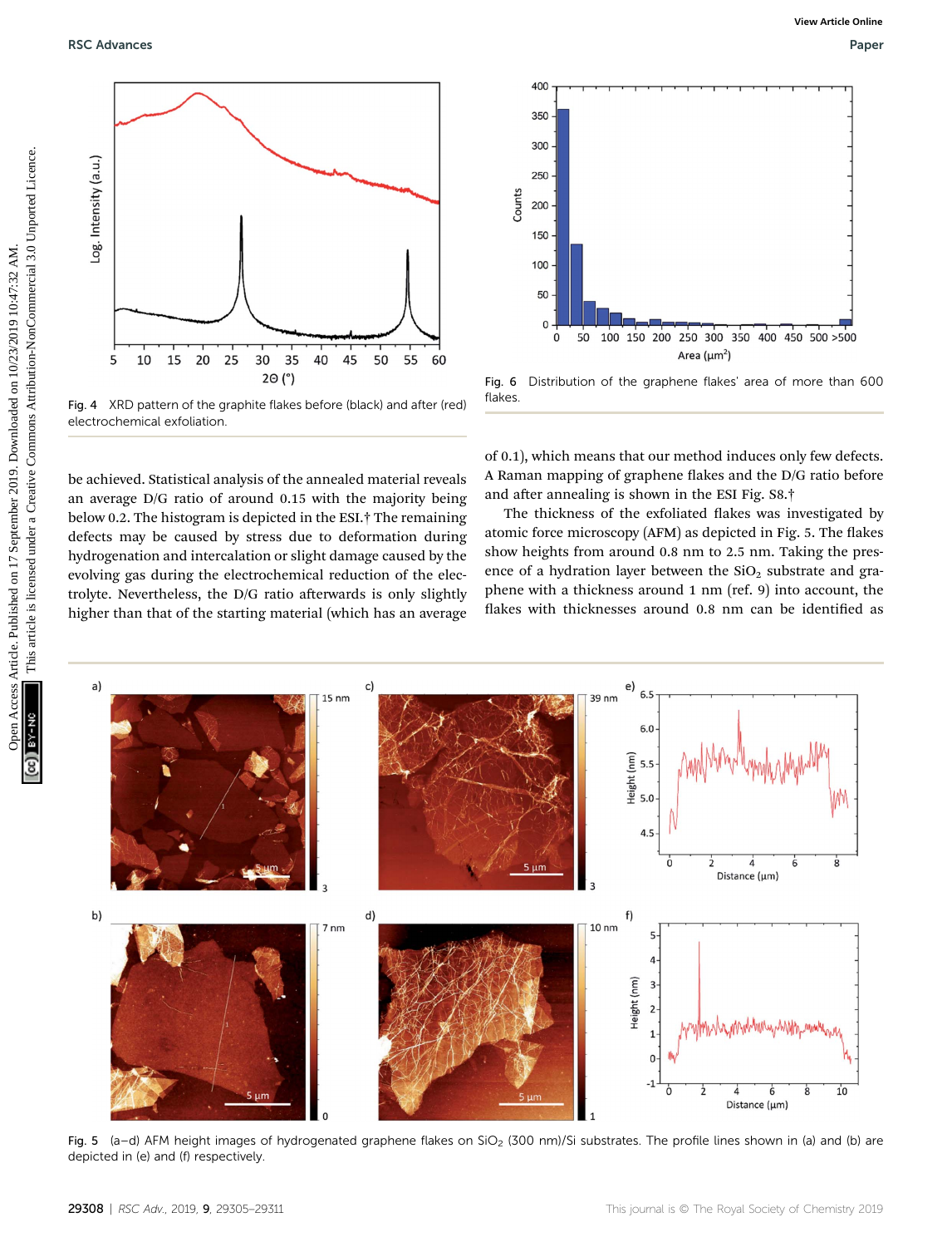Fig. 4 XRD pattern of the graphite flakes before (black) and after (red) electrochemical exfoliation.

be achieved. Statistical analysis of the annealed material reveals an average D/G ratio of around 0.15 with the majority being below 0.2. The histogram is depicted in the ESI.† The remaining defects may be caused by stress due to deformation during hydrogenation and intercalation or slight damage caused by the evolving gas during the electrochemical reduction of the electrolyte. Nevertheless, the D/G ratio afterwards is only slightly higher than that of the starting material (which has an average of 0.1), which means that our method induces only few defects. A Raman mapping of graphene flakes and the D/G ratio before and after annealing is shown in the ESI Fig. S8.†

The thickness of the exfoliated flakes was investigated by atomic force microscopy (AFM) as depicted in Fig. 5. The flakes show heights from around 0.8 nm to 2.5 nm. Taking the presence of a hydration layer between the $SiO_2$ substrate and graphene with a thickness around 1 nm (ref. 9) into account, the flakes with thicknesses around 0.8 nm can be identified as

Fig. 6 Distribution of the graphene flakes' area of more than 600 flakes.

Fig. 5 (a–d) AFM height images of hydrogenated graphene flakes on $SiO_2$ (300 nm)/Si substrates. The profile lines shown in (a) and (b) are depicted in (e) and (f) respectively.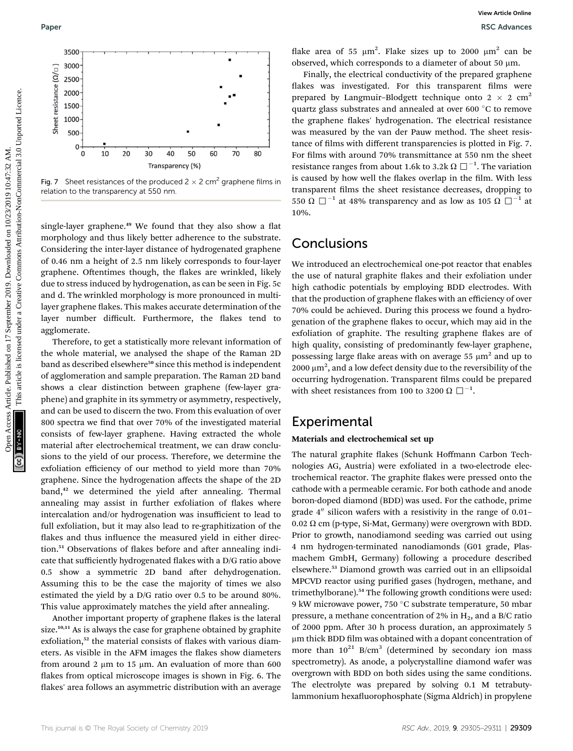Fig. 7 Sheet resistances of the produced 2 × 2 $cm^2$ graphene films in relation to the transparency at 550 nm.

single-layer graphene.[49] We found that they also show a flat morphology and thus likely better adherence to the substrate. Considering the inter-layer distance of hydrogenated graphene of 0.46 nm a height of 2.5 nm likely corresponds to four-layer graphene. Oftentimes though, the flakes are wrinkled, likely due to stress induced by hydrogenation, as can be seen in Fig. 5c and d. The wrinkled morphology is more pronounced in multi-layer graphene flakes. This makes accurate determination of the layer number difficult. Furthermore, the flakes tend to agglomerate.

Therefore, to get a statistically more relevant information of the whole material, we analysed the shape of the Raman 2D band as described elsewhere[50] since this method is independent of agglomeration and sample preparation. The Raman 2D band shows a clear distinction between graphene (few-layer graphene) and graphite in its symmetry or asymmetry, respectively, and can be used to discern the two. From this evaluation of over 800 spectra we find that over 70% of the investigated material consists of few-layer graphene. Having extracted the whole material after electrochemical treatment, we can draw conclusions to the yield of our process. Therefore, we determine the exfoliation efficiency of our method to yield more than 70% graphene. Since the hydrogenation affects the shape of the 2D band,[42] we determined the yield after annealing. Thermal annealing may assist in further exfoliation of flakes where intercalation and/or hydrogenation was insufficient to lead to full exfoliation, but it may also lead to re-graphitization of the flakes and thus influence the measured yield in either direction.[51] Observations of flakes before and after annealing indicate that sufficiently hydrogenated flakes with a D/G ratio above 0.5 show a symmetric 2D band after dehydrogenation. Assuming this to be the case the majority of times we also estimated the yield by a D/G ratio over 0.5 to be around 80%. This value approximately matches the yield after annealing.

Another important property of graphene flakes is the lateral size.[10,11] As is always the case for graphene obtained by graphite exfoliation,[52] the material consists of flakes with various diameters. As visible in the AFM images the flakes show diameters from around 2 μm to 15 μm. An evaluation of more than 600 flakes from optical microscope images is shown in Fig. 6. The flakes' area follows an asymmetric distribution with an average flake area of 55 $\mu m^2$. Flake sizes up to 2000 $\mu m^2$ can be observed, which corresponds to a diameter of about 50 μm.

Finally, the electrical conductivity of the prepared graphene flakes was investigated. For this transparent films were prepared by Langmuir–Blodgett technique onto 2 × 2 $cm^2$ quartz glass substrates and annealed at over 600 °C to remove the graphene flakes' hydrogenation. The electrical resistance was measured by the van der Pauw method. The sheet resistance of films with different transparencies is plotted in Fig. 7. For films with around 70% transmittance at 550 nm the sheet resistance ranges from about 1.6k to 3.2k $\Omega\ \square^{-1}$. The variation is caused by how well the flakes overlap in the film. With less transparent films the sheet resistance decreases, dropping to 550 $\Omega\ \square^{-1}$ at 48% transparency and as low as 105 $\Omega\ \square^{-1}$ at 10%.

## Conclusions

We introduced an electrochemical one-pot reactor that enables the use of natural graphite flakes and their exfoliation under high cathodic potentials by employing BDD electrodes. With that the production of graphene flakes with an efficiency of over 70% could be achieved. During this process we found a hydrogenation of the graphene flakes to occur, which may aid in the exfoliation of graphite. The resulting graphene flakes are of high quality, consisting of predominantly few-layer graphene, possessing large flake areas with on average 55 $\mu m^2$ and up to 2000 $\mu m^2$, and a low defect density due to the reversibility of the occurring hydrogenation. Transparent films could be prepared with sheet resistances from 100 to 3200 $\Omega\ \square^{-1}$.

## Experimental

### Materials and electrochemical set up

The natural graphite flakes (Schunk Hoffmann Carbon Technologies AG, Austria) were exfoliated in a two-electrode electrochemical reactor. The graphite flakes were pressed onto the cathode with a permeable ceramic. For both cathode and anode boron-doped diamond (BDD) was used. For the cathode, prime grade 4″ silicon wafers with a resistivity in the range of 0.01–0.02 Ω cm (p-type, Si-Mat, Germany) were overgrown with BDD. Prior to growth, nanodiamond seeding was carried out using 4 nm hydrogen-terminated nanodiamonds (G01 grade, Plasmachem GmbH, Germany) following a procedure described elsewhere.[53] Diamond growth was carried out in an ellipsoidal MPCVD reactor using purified gases (hydrogen, methane, and trimethylborane).[54] The following growth conditions were used: 9 kW microwave power, 750 °C substrate temperature, 50 mbar pressure, a methane concentration of 2% in $H_2$, and a B/C ratio of 2000 ppm. After 30 h process duration, an approximately 5 μm thick BDD film was obtained with a dopant concentration of more than $10^{21}$ B/$cm^3$ (determined by secondary ion mass spectrometry). As anode, a polycrystalline diamond wafer was overgrown with BDD on both sides using the same conditions. The electrolyte was prepared by solving 0.1 M tetrabutylammonium hexafluorophosphate (Sigma Aldrich) in propylene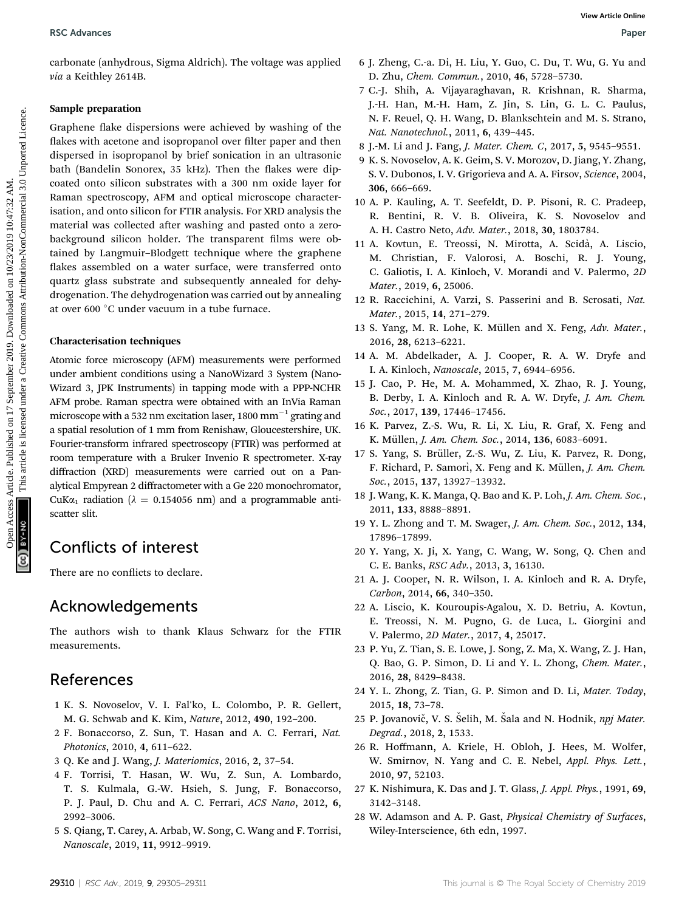carbonate (anhydrous, Sigma Aldrich). The voltage was applied *via* a Keithley 2614B.

### Sample preparation

Graphene flake dispersions were achieved by washing of the flakes with acetone and isopropanol over filter paper and then dispersed in isopropanol by brief sonication in an ultrasonic bath (Bandelin Sonorex, 35 kHz). Then the flakes were dip-coated onto silicon substrates with a 300 nm oxide layer for Raman spectroscopy, AFM and optical microscope characterisation, and onto silicon for FTIR analysis. For XRD analysis the material was collected after washing and pasted onto a zero-background silicon holder. The transparent films were obtained by Langmuir–Blodgett technique where the graphene flakes assembled on a water surface, were transferred onto quartz glass substrate and subsequently annealed for dehydrogenation. The dehydrogenation was carried out by annealing at over 600 °C under vacuum in a tube furnace.

### Characterisation techniques

Atomic force microscopy (AFM) measurements were performed under ambient conditions using a NanoWizard 3 System (NanoWizard 3, JPK Instruments) in tapping mode with a PPP-NCHR AFM probe. Raman spectra were obtained with an InVia Raman microscope with a 532 nm excitation laser, 1800 $mm^{-1}$ grating and a spatial resolution of 1 mm from Renishaw, Gloucestershire, UK. Fourier-transform infrared spectroscopy (FTIR) was performed at room temperature with a Bruker Invenio R spectrometer. X-ray diffraction (XRD) measurements were carried out on a Panalytical Empyrean 2 diffractometer with a Ge 220 monochromator, CuK$\alpha_1$ radiation ($\lambda$ = 0.154056 nm) and a programmable anti-scatter slit.

## Conflicts of interest

There are no conflicts to declare.

## Acknowledgements

The authors wish to thank Klaus Schwarz for the FTIR measurements.

## References

1 K. S. Novoselov, V. I. Fal'ko, L. Colombo, P. R. Gellert, M. G. Schwab and K. Kim, *Nature*, 2012, **490**, 192–200.

2 F. Bonaccorso, Z. Sun, T. Hasan and A. C. Ferrari, *Nat. Photonics*, 2010, **4**, 611–622.

3 Q. Ke and J. Wang, *J. Materiomics*, 2016, **2**, 37–54.

4 F. Torrisi, T. Hasan, W. Wu, Z. Sun, A. Lombardo, T. S. Kulmala, G.-W. Hsieh, S. Jung, F. Bonaccorso, P. J. Paul, D. Chu and A. C. Ferrari, *ACS Nano*, 2012, **6**, 2992–3006.

5 S. Qiang, T. Carey, A. Arbab, W. Song, C. Wang and F. Torrisi, *Nanoscale*, 2019, **11**, 9912–9919.

6 J. Zheng, C.-a. Di, H. Liu, Y. Guo, C. Du, T. Wu, G. Yu and D. Zhu, *Chem. Commun.*, 2010, **46**, 5728–5730.

7 C.-J. Shih, A. Vijayaraghavan, R. Krishnan, R. Sharma, J.-H. Han, M.-H. Ham, Z. Jin, S. Lin, G. L. C. Paulus, N. F. Reuel, Q. H. Wang, D. Blankschtein and M. S. Strano, *Nat. Nanotechnol.*, 2011, **6**, 439–445.

8 J.-M. Li and J. Fang, *J. Mater. Chem. C*, 2017, **5**, 9545–9551.

9 K. S. Novoselov, A. K. Geim, S. V. Morozov, D. Jiang, Y. Zhang, S. V. Dubonos, I. V. Grigorieva and A. A. Firsov, *Science*, 2004, **306**, 666–669.

10 A. P. Kauling, A. T. Seefeldt, D. P. Pisoni, R. C. Pradeep, R. Bentini, R. V. B. Oliveira, K. S. Novoselov and A. H. Castro Neto, *Adv. Mater.*, 2018, **30**, 1803784.

11 A. Kovtun, E. Treossi, N. Mirotta, A. Scidà, A. Liscio, M. Christian, F. Valorosi, A. Boschi, R. J. Young, C. Galiotis, I. A. Kinloch, V. Morandi and V. Palermo, *2D Mater.*, 2019, **6**, 25006.

12 R. Raccichini, A. Varzi, S. Passerini and B. Scrosati, *Nat. Mater.*, 2015, **14**, 271–279.

13 S. Yang, M. R. Lohe, K. Müllen and X. Feng, *Adv. Mater.*, 2016, **28**, 6213–6221.

14 A. M. Abdelkader, A. J. Cooper, R. A. W. Dryfe and I. A. Kinloch, *Nanoscale*, 2015, **7**, 6944–6956.

15 J. Cao, P. He, M. A. Mohammed, X. Zhao, R. J. Young, B. Derby, I. A. Kinloch and R. A. W. Dryfe, *J. Am. Chem. Soc.*, 2017, **139**, 17446–17456.

16 K. Parvez, Z.-S. Wu, R. Li, X. Liu, R. Graf, X. Feng and K. Müllen, *J. Am. Chem. Soc.*, 2014, **136**, 6083–6091.

17 S. Yang, S. Brüller, Z.-S. Wu, Z. Liu, K. Parvez, R. Dong, F. Richard, P. Samorì, X. Feng and K. Müllen, *J. Am. Chem. Soc.*, 2015, **137**, 13927–13932.

18 J. Wang, K. K. Manga, Q. Bao and K. P. Loh, *J. Am. Chem. Soc.*, 2011, **133**, 8888–8891.

19 Y. L. Zhong and T. M. Swager, *J. Am. Chem. Soc.*, 2012, **134**, 17896–17899.

20 Y. Yang, X. Ji, X. Yang, C. Wang, W. Song, Q. Chen and C. E. Banks, *RSC Adv.*, 2013, **3**, 16130.

21 A. J. Cooper, N. R. Wilson, I. A. Kinloch and R. A. Dryfe, *Carbon*, 2014, **66**, 340–350.

22 A. Liscio, K. Kouroupis-Agalou, X. D. Betriu, A. Kovtun, E. Treossi, N. M. Pugno, G. de Luca, L. Giorgini and V. Palermo, *2D Mater.*, 2017, **4**, 25017.

23 P. Yu, Z. Tian, S. E. Lowe, J. Song, Z. Ma, X. Wang, Z. J. Han, Q. Bao, G. P. Simon, D. Li and Y. L. Zhong, *Chem. Mater.*, 2016, **28**, 8429–8438.

24 Y. L. Zhong, Z. Tian, G. P. Simon and D. Li, *Mater. Today*, 2015, **18**, 73–78.

25 P. Jovanovič, V. S. Šelih, M. Šala and N. Hodnik, *npj Mater. Degrad.*, 2018, **2**, 1533.

26 R. Hoffmann, A. Kriele, H. Obloh, J. Hees, M. Wolfer, W. Smirnov, N. Yang and C. E. Nebel, *Appl. Phys. Lett.*, 2010, **97**, 52103.

27 K. Nishimura, K. Das and J. T. Glass, *J. Appl. Phys.*, 1991, **69**, 3142–3148.

28 W. Adamson and A. P. Gast, *Physical Chemistry of Surfaces*, Wiley-Interscience, 6th edn, 1997.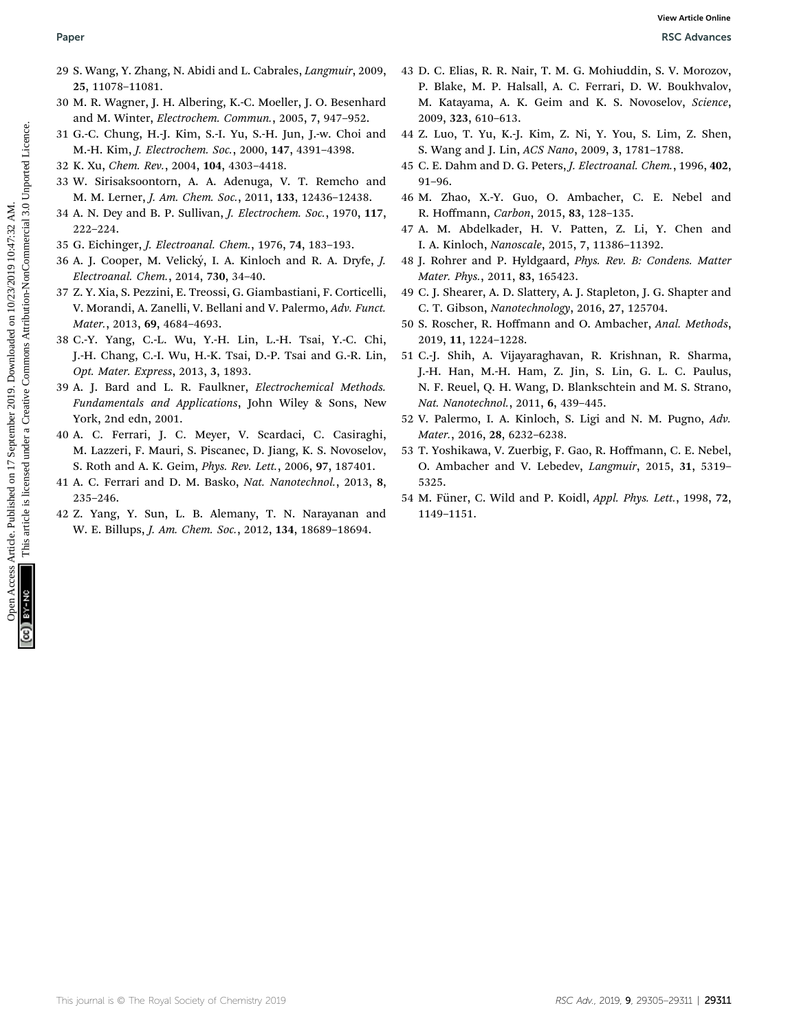29 S. Wang, Y. Zhang, N. Abidi and L. Cabrales, *Langmuir*, 2009, **25**, 11078–11081.

30 M. R. Wagner, J. H. Albering, K.-C. Moeller, J. O. Besenhard and M. Winter, *Electrochem. Commun.*, 2005, **7**, 947–952.

31 G.-C. Chung, H.-J. Kim, S.-I. Yu, S.-H. Jun, J.-w. Choi and M.-H. Kim, *J. Electrochem. Soc.*, 2000, **147**, 4391–4398.

32 K. Xu, *Chem. Rev.*, 2004, **104**, 4303–4418.

33 W. Sirisaksoontorn, A. A. Adenuga, V. T. Remcho and M. M. Lerner, *J. Am. Chem. Soc.*, 2011, **133**, 12436–12438.

34 A. N. Dey and B. P. Sullivan, *J. Electrochem. Soc.*, 1970, **117**, 222–224.

35 G. Eichinger, *J. Electroanal. Chem.*, 1976, **74**, 183–193.

36 A. J. Cooper, M. Velický, I. A. Kinloch and R. A. Dryfe, *J. Electroanal. Chem.*, 2014, **730**, 34–40.

37 Z. Y. Xia, S. Pezzini, E. Treossi, G. Giambastiani, F. Corticelli, V. Morandi, A. Zanelli, V. Bellani and V. Palermo, *Adv. Funct. Mater.*, 2013, **69**, 4684–4693.

38 C.-Y. Yang, C.-L. Wu, Y.-H. Lin, L.-H. Tsai, Y.-C. Chi, J.-H. Chang, C.-I. Wu, H.-K. Tsai, D.-P. Tsai and G.-R. Lin, *Opt. Mater. Express*, 2013, **3**, 1893.

39 A. J. Bard and L. R. Faulkner, *Electrochemical Methods. Fundamentals and Applications*, John Wiley & Sons, New York, 2nd edn, 2001.

40 A. C. Ferrari, J. C. Meyer, V. Scardaci, C. Casiraghi, M. Lazzeri, F. Mauri, S. Piscanec, D. Jiang, K. S. Novoselov, S. Roth and A. K. Geim, *Phys. Rev. Lett.*, 2006, **97**, 187401.

41 A. C. Ferrari and D. M. Basko, *Nat. Nanotechnol.*, 2013, **8**, 235–246.

42 Z. Yang, Y. Sun, L. B. Alemany, T. N. Narayanan and W. E. Billups, *J. Am. Chem. Soc.*, 2012, **134**, 18689–18694.

43 D. C. Elias, R. R. Nair, T. M. G. Mohiuddin, S. V. Morozov, P. Blake, M. P. Halsall, A. C. Ferrari, D. W. Boukhvalov, M. Katayama, A. K. Geim and K. S. Novoselov, *Science*, 2009, **323**, 610–613.

44 Z. Luo, T. Yu, K.-J. Kim, Z. Ni, Y. You, S. Lim, Z. Shen, S. Wang and J. Lin, *ACS Nano*, 2009, **3**, 1781–1788.

45 C. E. Dahm and D. G. Peters, *J. Electroanal. Chem.*, 1996, **402**, 91–96.

46 M. Zhao, X.-Y. Guo, O. Ambacher, C. E. Nebel and R. Hoffmann, *Carbon*, 2015, **83**, 128–135.

47 A. M. Abdelkader, H. V. Patten, Z. Li, Y. Chen and I. A. Kinloch, *Nanoscale*, 2015, **7**, 11386–11392.

48 J. Rohrer and P. Hyldgaard, *Phys. Rev. B: Condens. Matter Mater. Phys.*, 2011, **83**, 165423.

49 C. J. Shearer, A. D. Slattery, A. J. Stapleton, J. G. Shapter and C. T. Gibson, *Nanotechnology*, 2016, **27**, 125704.

50 S. Roscher, R. Hoffmann and O. Ambacher, *Anal. Methods*, 2019, **11**, 1224–1228.

51 C.-J. Shih, A. Vijayaraghavan, R. Krishnan, R. Sharma, J.-H. Han, M.-H. Ham, Z. Jin, S. Lin, G. L. C. Paulus, N. F. Reuel, Q. H. Wang, D. Blankschtein and M. S. Strano, *Nat. Nanotechnol.*, 2011, **6**, 439–445.

52 V. Palermo, I. A. Kinloch, S. Ligi and N. M. Pugno, *Adv. Mater.*, 2016, **28**, 6232–6238.

53 T. Yoshikawa, V. Zuerbig, F. Gao, R. Hoffmann, C. E. Nebel, O. Ambacher and V. Lebedev, *Langmuir*, 2015, **31**, 5319–5325.

54 M. Füner, C. Wild and P. Koidl, *Appl. Phys. Lett.*, 1998, **72**, 1149–1151.